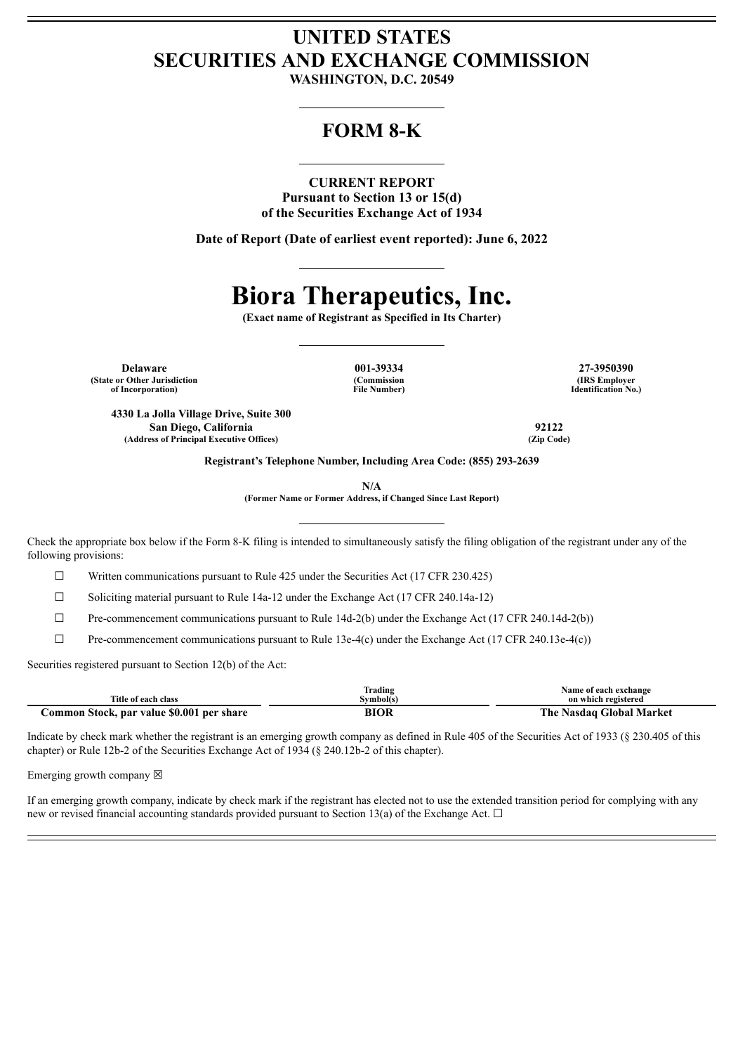# UNITED STATES
# SECURITIES AND EXCHANGE COMMISSION

**WASHINGTON, D.C. 20549**

## FORM 8-K

**CURRENT REPORT**
**Pursuant to Section 13 or 15(d)**
**of the Securities Exchange Act of 1934**

**Date of Report (Date of earliest event reported): June 6, 2022**

# Biora Therapeutics, Inc.

**(Exact name of Registrant as Specified in Its Charter)**

| Delaware | 001-39334 | 27-3950390 |
|---|---|---|
| (State or Other Jurisdiction of Incorporation) | (Commission File Number) | (IRS Employer Identification No.) |

| 4330 La Jolla Village Drive, Suite 300 San Diego, California | 92122 |
|---|---|
| (Address of Principal Executive Offices) | (Zip Code) |

**Registrant's Telephone Number, Including Area Code: (855) 293-2639**

**N/A**
**(Former Name or Former Address, if Changed Since Last Report)**

Check the appropriate box below if the Form 8-K filing is intended to simultaneously satisfy the filing obligation of the registrant under any of the following provisions:

☐ Written communications pursuant to Rule 425 under the Securities Act (17 CFR 230.425)

☐ Soliciting material pursuant to Rule 14a-12 under the Exchange Act (17 CFR 240.14a-12)

☐ Pre-commencement communications pursuant to Rule 14d-2(b) under the Exchange Act (17 CFR 240.14d-2(b))

☐ Pre-commencement communications pursuant to Rule 13e-4(c) under the Exchange Act (17 CFR 240.13e-4(c))

Securities registered pursuant to Section 12(b) of the Act:

| Title of each class | Trading Symbol(s) | Name of each exchange on which registered |
|---|---|---|
| **Common Stock, par value $0.001 per share** | **BIOR** | **The Nasdaq Global Market** |

Indicate by check mark whether the registrant is an emerging growth company as defined in Rule 405 of the Securities Act of 1933 (§ 230.405 of this chapter) or Rule 12b-2 of the Securities Exchange Act of 1934 (§ 240.12b-2 of this chapter).

Emerging growth company ☒

If an emerging growth company, indicate by check mark if the registrant has elected not to use the extended transition period for complying with any new or revised financial accounting standards provided pursuant to Section 13(a) of the Exchange Act. ☐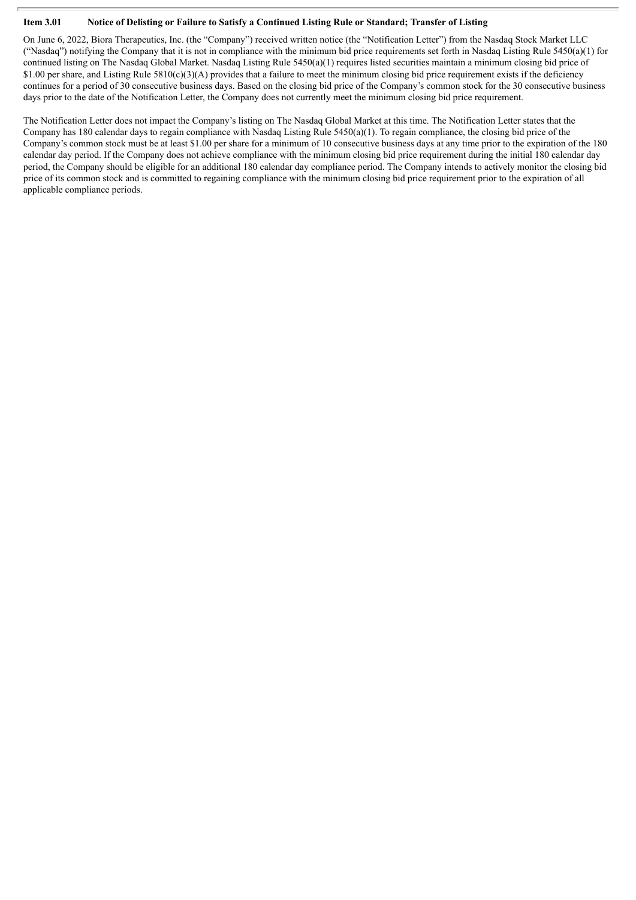### Item 3.01 Notice of Delisting or Failure to Satisfy a Continued Listing Rule or Standard; Transfer of Listing

On June 6, 2022, Biora Therapeutics, Inc. (the "Company") received written notice (the "Notification Letter") from the Nasdaq Stock Market LLC ("Nasdaq") notifying the Company that it is not in compliance with the minimum bid price requirements set forth in Nasdaq Listing Rule 5450(a)(1) for continued listing on The Nasdaq Global Market. Nasdaq Listing Rule 5450(a)(1) requires listed securities maintain a minimum closing bid price of $1.00 per share, and Listing Rule 5810(c)(3)(A) provides that a failure to meet the minimum closing bid price requirement exists if the deficiency continues for a period of 30 consecutive business days. Based on the closing bid price of the Company's common stock for the 30 consecutive business days prior to the date of the Notification Letter, the Company does not currently meet the minimum closing bid price requirement.

The Notification Letter does not impact the Company's listing on The Nasdaq Global Market at this time. The Notification Letter states that the Company has 180 calendar days to regain compliance with Nasdaq Listing Rule 5450(a)(1). To regain compliance, the closing bid price of the Company's common stock must be at least $1.00 per share for a minimum of 10 consecutive business days at any time prior to the expiration of the 180 calendar day period. If the Company does not achieve compliance with the minimum closing bid price requirement during the initial 180 calendar day period, the Company should be eligible for an additional 180 calendar day compliance period. The Company intends to actively monitor the closing bid price of its common stock and is committed to regaining compliance with the minimum closing bid price requirement prior to the expiration of all applicable compliance periods.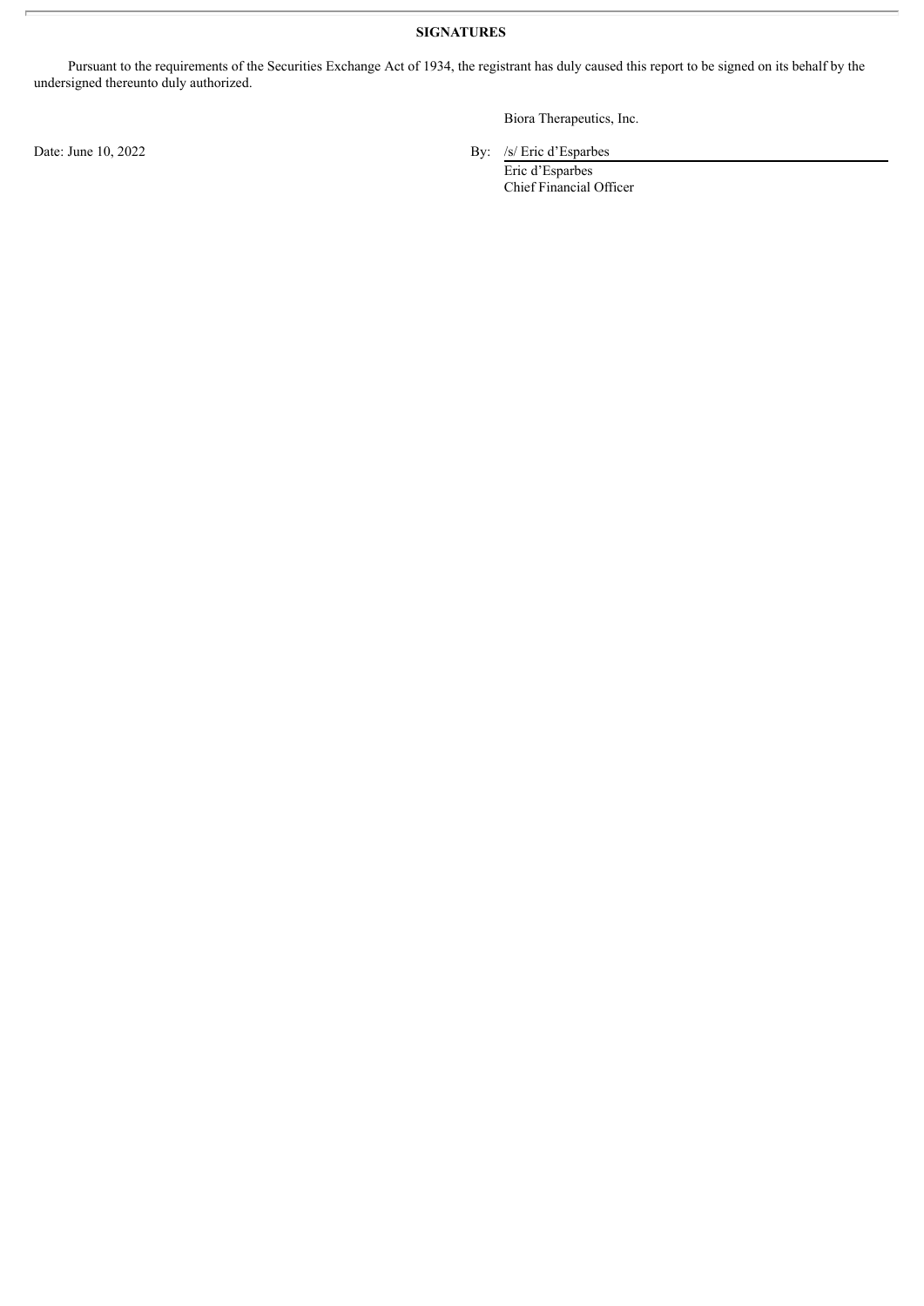**SIGNATURES**

Pursuant to the requirements of the Securities Exchange Act of 1934, the registrant has duly caused this report to be signed on its behalf by the undersigned thereunto duly authorized.

Biora Therapeutics, Inc.

Date: June 10, 2022

By: /s/ Eric d'Esparbes
Eric d'Esparbes
Chief Financial Officer